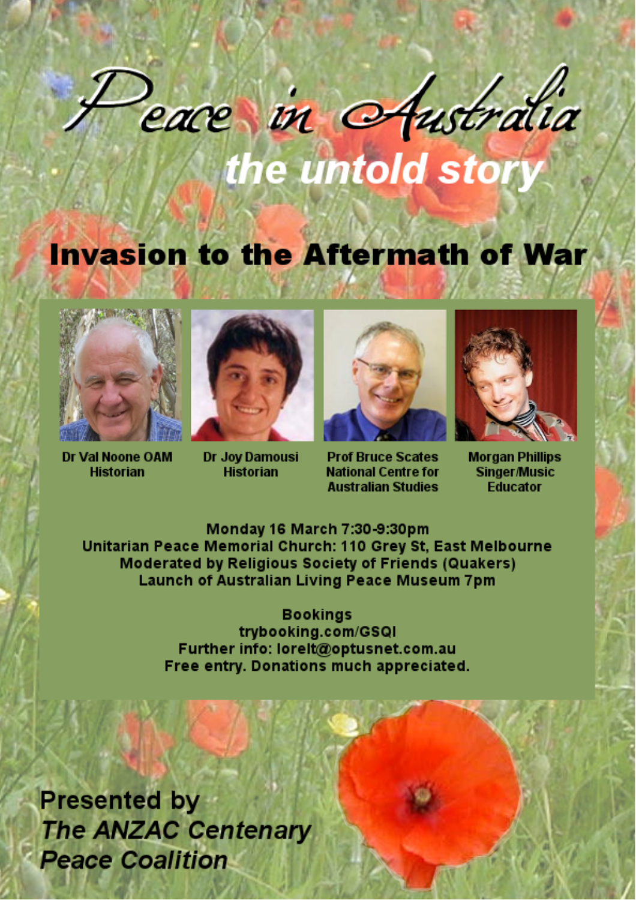# Peace in Australia

## the untold story

## Invasion to the Aftermath of War

**Dr Val Noone OAM**
Historian

**Dr Joy Damousi**
Historian

**Prof Bruce Scates**
National Centre for Australian Studies

**Morgan Phillips**
Singer/Music Educator

**Monday 16 March 7:30-9:30pm**
**Unitarian Peace Memorial Church: 110 Grey St, East Melbourne**
**Moderated by Religious Society of Friends (Quakers)**
**Launch of Australian Living Peace Museum 7pm**

**Bookings**
**trybooking.com/GSQI**
**Further info: lorelt@optusnet.com.au**
**Free entry. Donations much appreciated.**

**Presented by**
***The ANZAC Centenary Peace Coalition***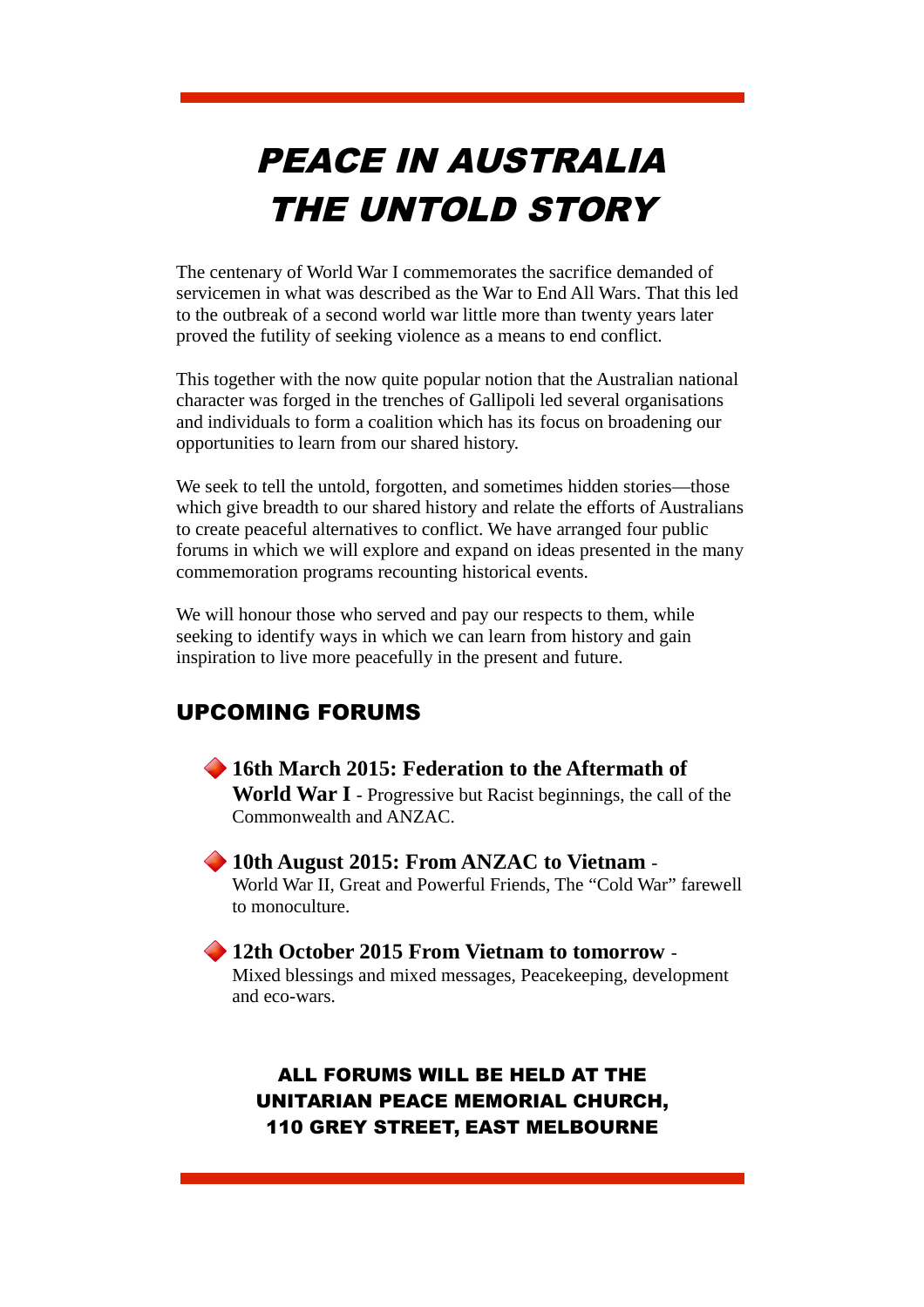# *PEACE IN AUSTRALIA*
# *THE UNTOLD STORY*

The centenary of World War I commemorates the sacrifice demanded of servicemen in what was described as the War to End All Wars. That this led to the outbreak of a second world war little more than twenty years later proved the futility of seeking violence as a means to end conflict.

This together with the now quite popular notion that the Australian national character was forged in the trenches of Gallipoli led several organisations and individuals to form a coalition which has its focus on broadening our opportunities to learn from our shared history.

We seek to tell the untold, forgotten, and sometimes hidden stories—those which give breadth to our shared history and relate the efforts of Australians to create peaceful alternatives to conflict. We have arranged four public forums in which we will explore and expand on ideas presented in the many commemoration programs recounting historical events.

We will honour those who served and pay our respects to them, while seeking to identify ways in which we can learn from history and gain inspiration to live more peacefully in the present and future.

## UPCOMING FORUMS

- **16th March 2015: Federation to the Aftermath of World War I** - Progressive but Racist beginnings, the call of the Commonwealth and ANZAC.
- **10th August 2015: From ANZAC to Vietnam** - World War II, Great and Powerful Friends, The "Cold War" farewell to monoculture.
- **12th October 2015 From Vietnam to tomorrow** - Mixed blessings and mixed messages, Peacekeeping, development and eco-wars.

**ALL FORUMS WILL BE HELD AT THE UNITARIAN PEACE MEMORIAL CHURCH, 110 GREY STREET, EAST MELBOURNE**